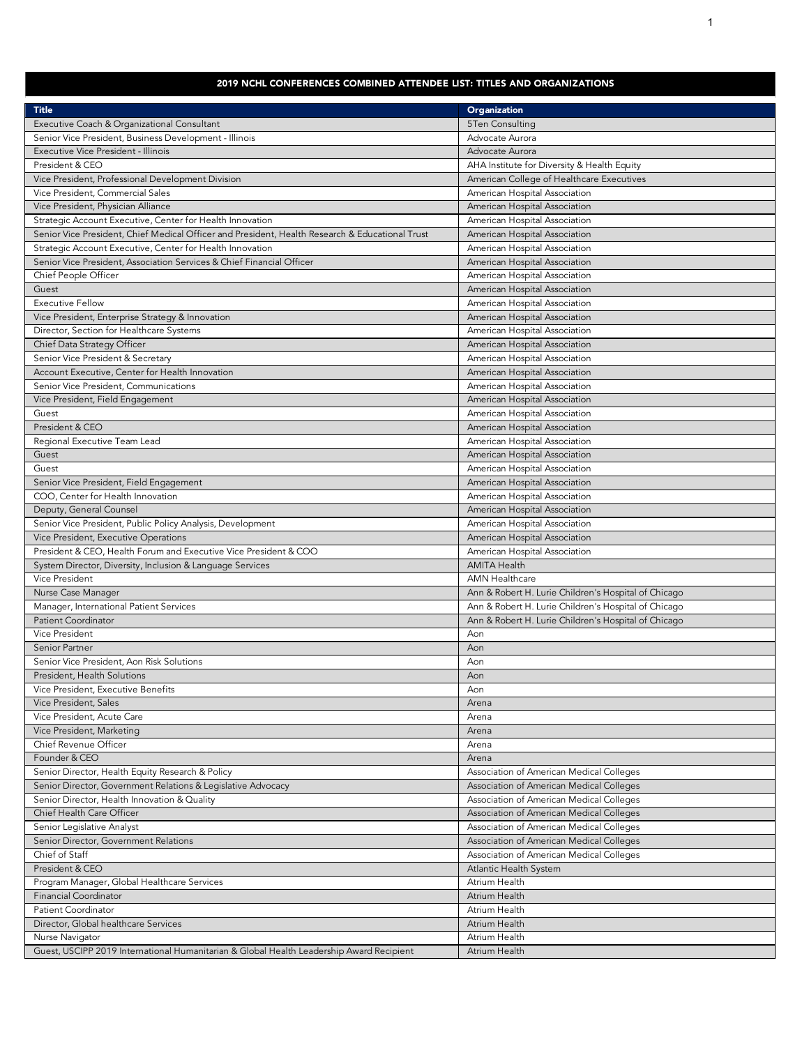## 2019 NCHL CONFERENCES COMBINED ATTENDEE LIST: TITLES AND ORGANIZATIONS

| Title | Organization |
|---|---|
| Executive Coach & Organizational Consultant | 5Ten Consulting |
| Senior Vice President, Business Development - Illinois | Advocate Aurora |
| Executive Vice President - Illinois | Advocate Aurora |
| President & CEO | AHA Institute for Diversity & Health Equity |
| Vice President, Professional Development Division | American College of Healthcare Executives |
| Vice President, Commercial Sales | American Hospital Association |
| Vice President, Physician Alliance | American Hospital Association |
| Strategic Account Executive, Center for Health Innovation | American Hospital Association |
| Senior Vice President, Chief Medical Officer and President, Health Research & Educational Trust | American Hospital Association |
| Strategic Account Executive, Center for Health Innovation | American Hospital Association |
| Senior Vice President, Association Services & Chief Financial Officer | American Hospital Association |
| Chief People Officer | American Hospital Association |
| Guest | American Hospital Association |
| Executive Fellow | American Hospital Association |
| Vice President, Enterprise Strategy & Innovation | American Hospital Association |
| Director, Section for Healthcare Systems | American Hospital Association |
| Chief Data Strategy Officer | American Hospital Association |
| Senior Vice President & Secretary | American Hospital Association |
| Account Executive, Center for Health Innovation | American Hospital Association |
| Senior Vice President, Communications | American Hospital Association |
| Vice President, Field Engagement | American Hospital Association |
| Guest | American Hospital Association |
| President & CEO | American Hospital Association |
| Regional Executive Team Lead | American Hospital Association |
| Guest | American Hospital Association |
| Guest | American Hospital Association |
| Senior Vice President, Field Engagement | American Hospital Association |
| COO, Center for Health Innovation | American Hospital Association |
| Deputy, General Counsel | American Hospital Association |
| Senior Vice President, Public Policy Analysis, Development | American Hospital Association |
| Vice President, Executive Operations | American Hospital Association |
| President & CEO, Health Forum and Executive Vice President & COO | American Hospital Association |
| System Director, Diversity, Inclusion & Language Services | AMITA Health |
| Vice President | AMN Healthcare |
| Nurse Case Manager | Ann & Robert H. Lurie Children's Hospital of Chicago |
| Manager, International Patient Services | Ann & Robert H. Lurie Children's Hospital of Chicago |
| Patient Coordinator | Ann & Robert H. Lurie Children's Hospital of Chicago |
| Vice President | Aon |
| Senior Partner | Aon |
| Senior Vice President, Aon Risk Solutions | Aon |
| President, Health Solutions | Aon |
| Vice President, Executive Benefits | Aon |
| Vice President, Sales | Arena |
| Vice President, Acute Care | Arena |
| Vice President, Marketing | Arena |
| Chief Revenue Officer | Arena |
| Founder & CEO | Arena |
| Senior Director, Health Equity Research & Policy | Association of American Medical Colleges |
| Senior Director, Government Relations & Legislative Advocacy | Association of American Medical Colleges |
| Senior Director, Health Innovation & Quality | Association of American Medical Colleges |
| Chief Health Care Officer | Association of American Medical Colleges |
| Senior Legislative Analyst | Association of American Medical Colleges |
| Senior Director, Government Relations | Association of American Medical Colleges |
| Chief of Staff | Association of American Medical Colleges |
| President & CEO | Atlantic Health System |
| Program Manager, Global Healthcare Services | Atrium Health |
| Financial Coordinator | Atrium Health |
| Patient Coordinator | Atrium Health |
| Director, Global healthcare Services | Atrium Health |
| Nurse Navigator | Atrium Health |
| Guest, USCIPP 2019 International Humanitarian & Global Health Leadership Award Recipient | Atrium Health |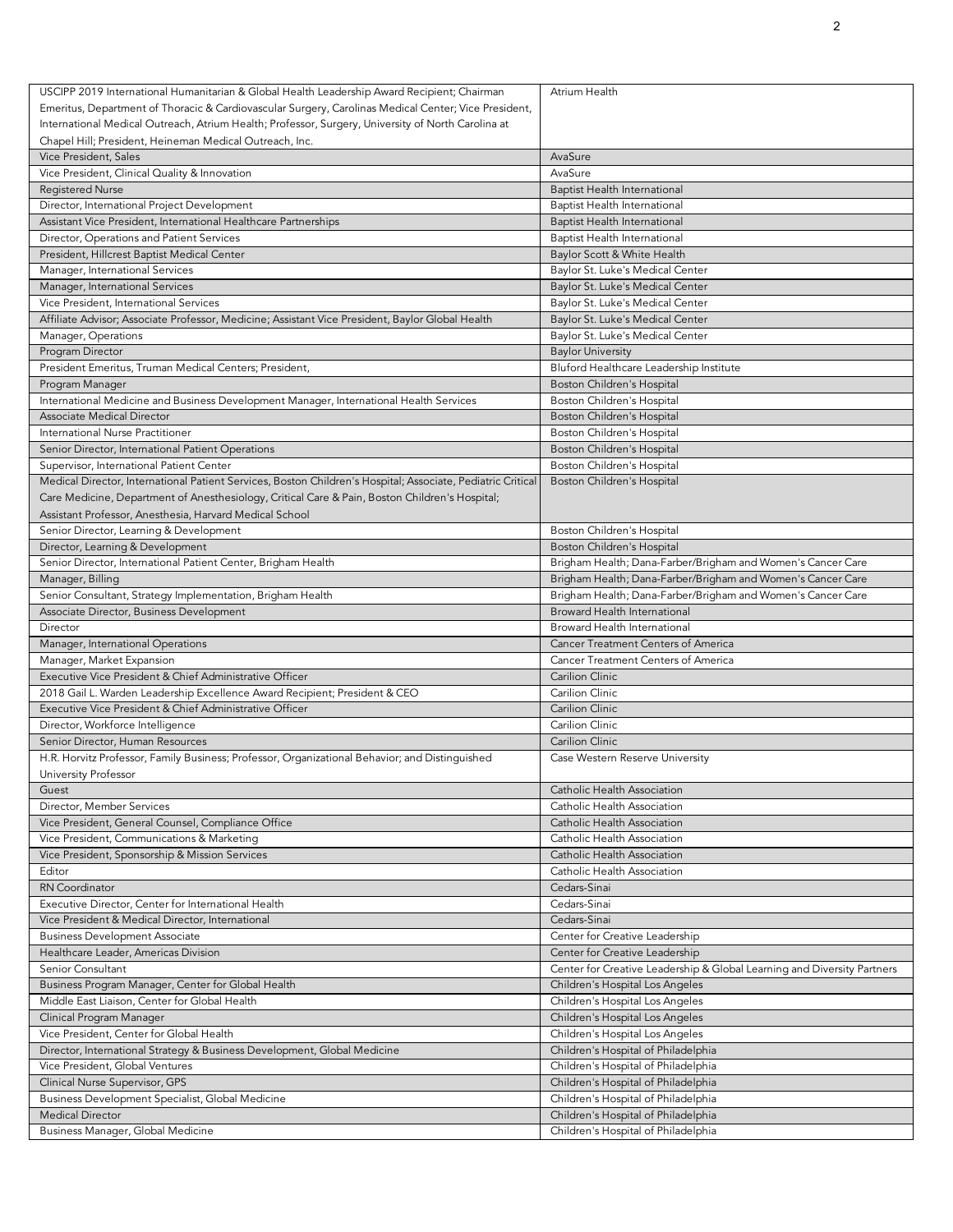| | |
|---|---|
| USCIPP 2019 International Humanitarian & Global Health Leadership Award Recipient; Chairman Emeritus, Department of Thoracic & Cardiovascular Surgery, Carolinas Medical Center; Vice President, International Medical Outreach, Atrium Health; Professor, Surgery, University of North Carolina at Chapel Hill; President, Heineman Medical Outreach, Inc. | Atrium Health |
| Vice President, Sales | AvaSure |
| Vice President, Clinical Quality & Innovation | AvaSure |
| Registered Nurse | Baptist Health International |
| Director, International Project Development | Baptist Health International |
| Assistant Vice President, International Healthcare Partnerships | Baptist Health International |
| Director, Operations and Patient Services | Baptist Health International |
| President, Hillcrest Baptist Medical Center | Baylor Scott & White Health |
| Manager, International Services | Baylor St. Luke's Medical Center |
| Manager, International Services | Baylor St. Luke's Medical Center |
| Vice President, International Services | Baylor St. Luke's Medical Center |
| Affiliate Advisor; Associate Professor, Medicine; Assistant Vice President, Baylor Global Health | Baylor St. Luke's Medical Center |
| Manager, Operations | Baylor St. Luke's Medical Center |
| Program Director | Baylor University |
| President Emeritus, Truman Medical Centers; President, | Bluford Healthcare Leadership Institute |
| Program Manager | Boston Children's Hospital |
| International Medicine and Business Development Manager, International Health Services | Boston Children's Hospital |
| Associate Medical Director | Boston Children's Hospital |
| International Nurse Practitioner | Boston Children's Hospital |
| Senior Director, International Patient Operations | Boston Children's Hospital |
| Supervisor, International Patient Center | Boston Children's Hospital |
| Medical Director, International Patient Services, Boston Children's Hospital; Associate, Pediatric Critical Care Medicine, Department of Anesthesiology, Critical Care & Pain, Boston Children's Hospital; Assistant Professor, Anesthesia, Harvard Medical School | Boston Children's Hospital |
| Senior Director, Learning & Development | Boston Children's Hospital |
| Director, Learning & Development | Boston Children's Hospital |
| Senior Director, International Patient Center, Brigham Health | Brigham Health; Dana-Farber/Brigham and Women's Cancer Care |
| Manager, Billing | Brigham Health; Dana-Farber/Brigham and Women's Cancer Care |
| Senior Consultant, Strategy Implementation, Brigham Health | Brigham Health; Dana-Farber/Brigham and Women's Cancer Care |
| Associate Director, Business Development | Broward Health International |
| Director | Broward Health International |
| Manager, International Operations | Cancer Treatment Centers of America |
| Manager, Market Expansion | Cancer Treatment Centers of America |
| Executive Vice President & Chief Administrative Officer | Carilion Clinic |
| 2018 Gail L. Warden Leadership Excellence Award Recipient; President & CEO | Carilion Clinic |
| Executive Vice President & Chief Administrative Officer | Carilion Clinic |
| Director, Workforce Intelligence | Carilion Clinic |
| Senior Director, Human Resources | Carilion Clinic |
| H.R. Horvitz Professor, Family Business; Professor, Organizational Behavior; and Distinguished University Professor | Case Western Reserve University |
| Guest | Catholic Health Association |
| Director, Member Services | Catholic Health Association |
| Vice President, General Counsel, Compliance Office | Catholic Health Association |
| Vice President, Communications & Marketing | Catholic Health Association |
| Vice President, Sponsorship & Mission Services | Catholic Health Association |
| Editor | Catholic Health Association |
| RN Coordinator | Cedars-Sinai |
| Executive Director, Center for International Health | Cedars-Sinai |
| Vice President & Medical Director, International | Cedars-Sinai |
| Business Development Associate | Center for Creative Leadership |
| Healthcare Leader, Americas Division | Center for Creative Leadership |
| Senior Consultant | Center for Creative Leadership & Global Learning and Diversity Partners |
| Business Program Manager, Center for Global Health | Children's Hospital Los Angeles |
| Middle East Liaison, Center for Global Health | Children's Hospital Los Angeles |
| Clinical Program Manager | Children's Hospital Los Angeles |
| Vice President, Center for Global Health | Children's Hospital Los Angeles |
| Director, International Strategy & Business Development, Global Medicine | Children's Hospital of Philadelphia |
| Vice President, Global Ventures | Children's Hospital of Philadelphia |
| Clinical Nurse Supervisor, GPS | Children's Hospital of Philadelphia |
| Business Development Specialist, Global Medicine | Children's Hospital of Philadelphia |
| Medical Director | Children's Hospital of Philadelphia |
| Business Manager, Global Medicine | Children's Hospital of Philadelphia |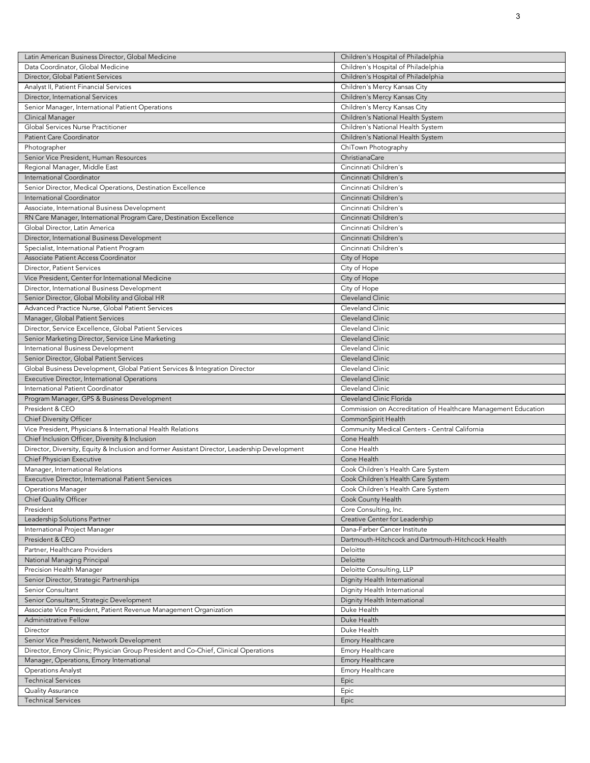| | |
|---|---|
| Latin American Business Director, Global Medicine | Children's Hospital of Philadelphia |
| Data Coordinator, Global Medicine | Children's Hospital of Philadelphia |
| Director, Global Patient Services | Children's Hospital of Philadelphia |
| Analyst II, Patient Financial Services | Children's Mercy Kansas City |
| Director, International Services | Children's Mercy Kansas City |
| Senior Manager, International Patient Operations | Children's Mercy Kansas City |
| Clinical Manager | Children's National Health System |
| Global Services Nurse Practitioner | Children's National Health System |
| Patient Care Coordinator | Children's National Health System |
| Photographer | ChiTown Photography |
| Senior Vice President, Human Resources | ChristianaCare |
| Regional Manager, Middle East | Cincinnati Children's |
| International Coordinator | Cincinnati Children's |
| Senior Director, Medical Operations, Destination Excellence | Cincinnati Children's |
| International Coordinator | Cincinnati Children's |
| Associate, International Business Development | Cincinnati Children's |
| RN Care Manager, International Program Care, Destination Excellence | Cincinnati Children's |
| Global Director, Latin America | Cincinnati Children's |
| Director, International Business Development | Cincinnati Children's |
| Specialist, International Patient Program | Cincinnati Children's |
| Associate Patient Access Coordinator | City of Hope |
| Director, Patient Services | City of Hope |
| Vice President, Center for International Medicine | City of Hope |
| Director, International Business Development | City of Hope |
| Senior Director, Global Mobility and Global HR | Cleveland Clinic |
| Advanced Practice Nurse, Global Patient Services | Cleveland Clinic |
| Manager, Global Patient Services | Cleveland Clinic |
| Director, Service Excellence, Global Patient Services | Cleveland Clinic |
| Senior Marketing Director, Service Line Marketing | Cleveland Clinic |
| International Business Development | Cleveland Clinic |
| Senior Director, Global Patient Services | Cleveland Clinic |
| Global Business Development, Global Patient Services & Integration Director | Cleveland Clinic |
| Executive Director, International Operations | Cleveland Clinic |
| International Patient Coordinator | Cleveland Clinic |
| Program Manager, GPS & Business Development | Cleveland Clinic Florida |
| President & CEO | Commission on Accreditation of Healthcare Management Education |
| Chief Diversity Officer | CommonSpirit Health |
| Vice President, Physicians & International Health Relations | Community Medical Centers - Central California |
| Chief Inclusion Officer, Diversity & Inclusion | Cone Health |
| Director, Diversity, Equity & Inclusion and former Assistant Director, Leadership Development | Cone Health |
| Chief Physician Executive | Cone Health |
| Manager, International Relations | Cook Children's Health Care System |
| Executive Director, International Patient Services | Cook Children's Health Care System |
| Operations Manager | Cook Children's Health Care System |
| Chief Quality Officer | Cook County Health |
| President | Core Consulting, Inc. |
| Leadership Solutions Partner | Creative Center for Leadership |
| International Project Manager | Dana-Farber Cancer Institute |
| President & CEO | Dartmouth-Hitchcock and Dartmouth-Hitchcock Health |
| Partner, Healthcare Providers | Deloitte |
| National Managing Principal | Deloitte |
| Precision Health Manager | Deloitte Consulting, LLP |
| Senior Director, Strategic Partnerships | Dignity Health International |
| Senior Consultant | Dignity Health International |
| Senior Consultant, Strategic Development | Dignity Health International |
| Associate Vice President, Patient Revenue Management Organization | Duke Health |
| Administrative Fellow | Duke Health |
| Director | Duke Health |
| Senior Vice President, Network Development | Emory Healthcare |
| Director, Emory Clinic; Physician Group President and Co-Chief, Clinical Operations | Emory Healthcare |
| Manager, Operations, Emory International | Emory Healthcare |
| Operations Analyst | Emory Healthcare |
| Technical Services | Epic |
| Quality Assurance | Epic |
| Technical Services | Epic |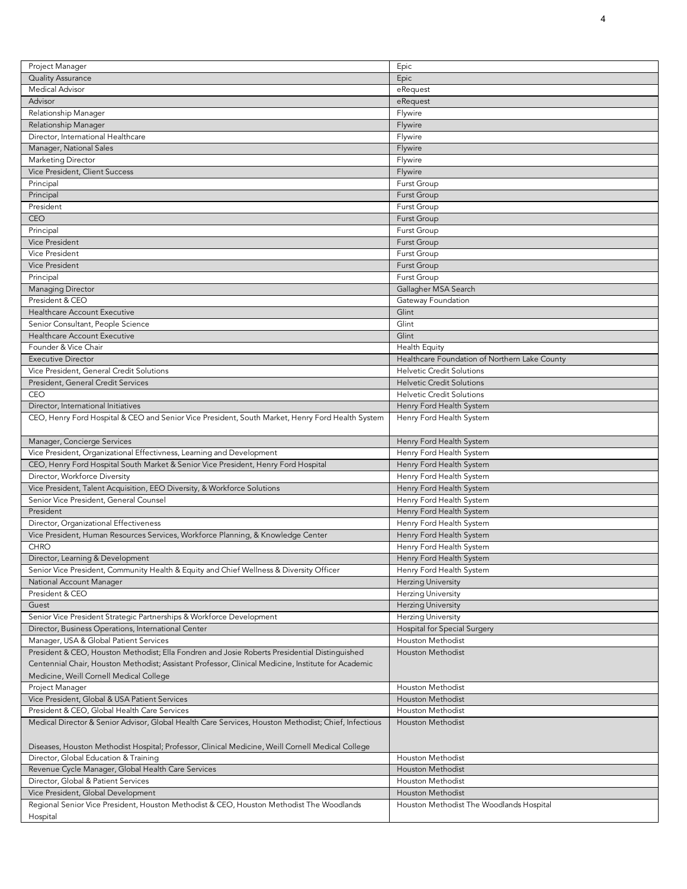| Project Manager | Epic |
|---|---|
| Quality Assurance | Epic |
| Medical Advisor | eRequest |
| Advisor | eRequest |
| Relationship Manager | Flywire |
| Relationship Manager | Flywire |
| Director, International Healthcare | Flywire |
| Manager, National Sales | Flywire |
| Marketing Director | Flywire |
| Vice President, Client Success | Flywire |
| Principal | Furst Group |
| Principal | Furst Group |
| President | Furst Group |
| CEO | Furst Group |
| Principal | Furst Group |
| Vice President | Furst Group |
| Vice President | Furst Group |
| Vice President | Furst Group |
| Principal | Furst Group |
| Managing Director | Gallagher MSA Search |
| President & CEO | Gateway Foundation |
| Healthcare Account Executive | Glint |
| Senior Consultant, People Science | Glint |
| Healthcare Account Executive | Glint |
| Founder & Vice Chair | Health Equity |
| Executive Director | Healthcare Foundation of Northern Lake County |
| Vice President, General Credit Solutions | Helvetic Credit Solutions |
| President, General Credit Services | Helvetic Credit Solutions |
| CEO | Helvetic Credit Solutions |
| Director, International Initiatives | Henry Ford Health System |
| CEO, Henry Ford Hospital & CEO and Senior Vice President, South Market, Henry Ford Health System | Henry Ford Health System |
| Manager, Concierge Services | Henry Ford Health System |
| Vice President, Organizational Effectivness, Learning and Development | Henry Ford Health System |
| CEO, Henry Ford Hospital South Market & Senior Vice President, Henry Ford Hospital | Henry Ford Health System |
| Director, Workforce Diversity | Henry Ford Health System |
| Vice President, Talent Acquisition, EEO Diversity, & Workforce Solutions | Henry Ford Health System |
| Senior Vice President, General Counsel | Henry Ford Health System |
| President | Henry Ford Health System |
| Director, Organizational Effectiveness | Henry Ford Health System |
| Vice President, Human Resources Services, Workforce Planning, & Knowledge Center | Henry Ford Health System |
| CHRO | Henry Ford Health System |
| Director, Learning & Development | Henry Ford Health System |
| Senior Vice President, Community Health & Equity and Chief Wellness & Diversity Officer | Henry Ford Health System |
| National Account Manager | Herzing University |
| President & CEO | Herzing University |
| Guest | Herzing University |
| Senior Vice President Strategic Partnerships & Workforce Development | Herzing University |
| Director, Business Operations, International Center | Hospital for Special Surgery |
| Manager, USA & Global Patient Services | Houston Methodist |
| President & CEO, Houston Methodist; Ella Fondren and Josie Roberts Presidential Distinguished Centennial Chair, Houston Methodist; Assistant Professor, Clinical Medicine, Institute for Academic Medicine, Weill Cornell Medical College | Houston Methodist |
| Project Manager | Houston Methodist |
| Vice President, Global & USA Patient Services | Houston Methodist |
| President & CEO, Global Health Care Services | Houston Methodist |
| Medical Director & Senior Advisor, Global Health Care Services, Houston Methodist; Chief, Infectious Diseases, Houston Methodist Hospital; Professor, Clinical Medicine, Weill Cornell Medical College | Houston Methodist |
| Director, Global Education & Training | Houston Methodist |
| Revenue Cycle Manager, Global Health Care Services | Houston Methodist |
| Director, Global & Patient Services | Houston Methodist |
| Vice President, Global Development | Houston Methodist |
| Regional Senior Vice President, Houston Methodist & CEO, Houston Methodist The Woodlands Hospital | Houston Methodist The Woodlands Hospital |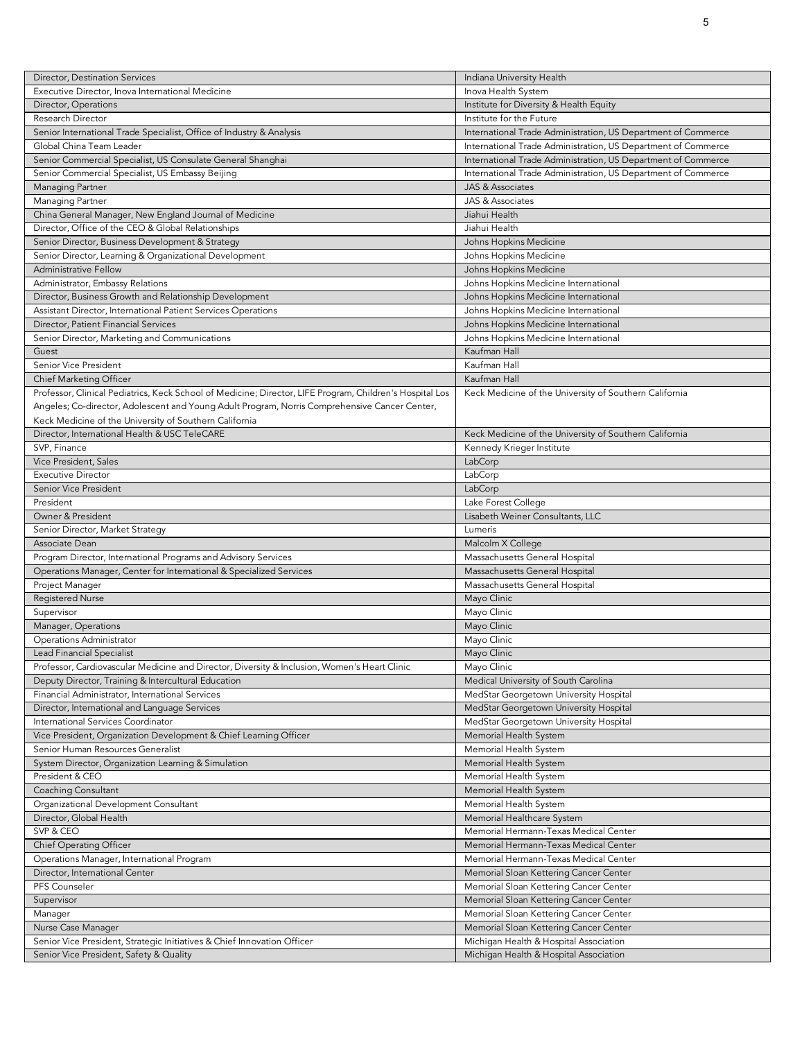| Director, Destination Services | Indiana University Health |
|---|---|
| Executive Director, Inova International Medicine | Inova Health System |
| Director, Operations | Institute for Diversity & Health Equity |
| Research Director | Institute for the Future |
| Senior International Trade Specialist, Office of Industry & Analysis | International Trade Administration, US Department of Commerce |
| Global China Team Leader | International Trade Administration, US Department of Commerce |
| Senior Commercial Specialist, US Consulate General Shanghai | International Trade Administration, US Department of Commerce |
| Senior Commercial Specialist, US Embassy Beijing | International Trade Administration, US Department of Commerce |
| Managing Partner | JAS & Associates |
| Managing Partner | JAS & Associates |
| China General Manager, New England Journal of Medicine | Jiahui Health |
| Director, Office of the CEO & Global Relationships | Jiahui Health |
| Senior Director, Business Development & Strategy | Johns Hopkins Medicine |
| Senior Director, Learning & Organizational Development | Johns Hopkins Medicine |
| Administrative Fellow | Johns Hopkins Medicine |
| Administrator, Embassy Relations | Johns Hopkins Medicine International |
| Director, Business Growth and Relationship Development | Johns Hopkins Medicine International |
| Assistant Director, International Patient Services Operations | Johns Hopkins Medicine International |
| Director, Patient Financial Services | Johns Hopkins Medicine International |
| Senior Director, Marketing and Communications | Johns Hopkins Medicine International |
| Guest | Kaufman Hall |
| Senior Vice President | Kaufman Hall |
| Chief Marketing Officer | Kaufman Hall |
| Professor, Clinical Pediatrics, Keck School of Medicine; Director, LIFE Program, Children's Hospital Los Angeles; Co-director, Adolescent and Young Adult Program, Norris Comprehensive Cancer Center, Keck Medicine of the University of Southern California | Keck Medicine of the University of Southern California |
| Director, International Health & USC TeleCARE | Keck Medicine of the University of Southern California |
| SVP, Finance | Kennedy Krieger Institute |
| Vice President, Sales | LabCorp |
| Executive Director | LabCorp |
| Senior Vice President | LabCorp |
| President | Lake Forest College |
| Owner & President | Lisabeth Weiner Consultants, LLC |
| Senior Director, Market Strategy | Lumeris |
| Associate Dean | Malcolm X College |
| Program Director, International Programs and Advisory Services | Massachusetts General Hospital |
| Operations Manager, Center for International & Specialized Services | Massachusetts General Hospital |
| Project Manager | Massachusetts General Hospital |
| Registered Nurse | Mayo Clinic |
| Supervisor | Mayo Clinic |
| Manager, Operations | Mayo Clinic |
| Operations Administrator | Mayo Clinic |
| Lead Financial Specialist | Mayo Clinic |
| Professor, Cardiovascular Medicine and Director, Diversity & Inclusion, Women's Heart Clinic | Mayo Clinic |
| Deputy Director, Training & Intercultural Education | Medical University of South Carolina |
| Financial Administrator, International Services | MedStar Georgetown University Hospital |
| Director, International and Language Services | MedStar Georgetown University Hospital |
| International Services Coordinator | MedStar Georgetown University Hospital |
| Vice President, Organization Development & Chief Learning Officer | Memorial Health System |
| Senior Human Resources Generalist | Memorial Health System |
| System Director, Organization Learning & Simulation | Memorial Health System |
| President & CEO | Memorial Health System |
| Coaching Consultant | Memorial Health System |
| Organizational Development Consultant | Memorial Health System |
| Director, Global Health | Memorial Healthcare System |
| SVP & CEO | Memorial Hermann-Texas Medical Center |
| Chief Operating Officer | Memorial Hermann-Texas Medical Center |
| Operations Manager, International Program | Memorial Hermann-Texas Medical Center |
| Director, International Center | Memorial Sloan Kettering Cancer Center |
| PFS Counseler | Memorial Sloan Kettering Cancer Center |
| Supervisor | Memorial Sloan Kettering Cancer Center |
| Manager | Memorial Sloan Kettering Cancer Center |
| Nurse Case Manager | Memorial Sloan Kettering Cancer Center |
| Senior Vice President, Strategic Initiatives & Chief Innovation Officer | Michigan Health & Hospital Association |
| Senior Vice President, Safety & Quality | Michigan Health & Hospital Association |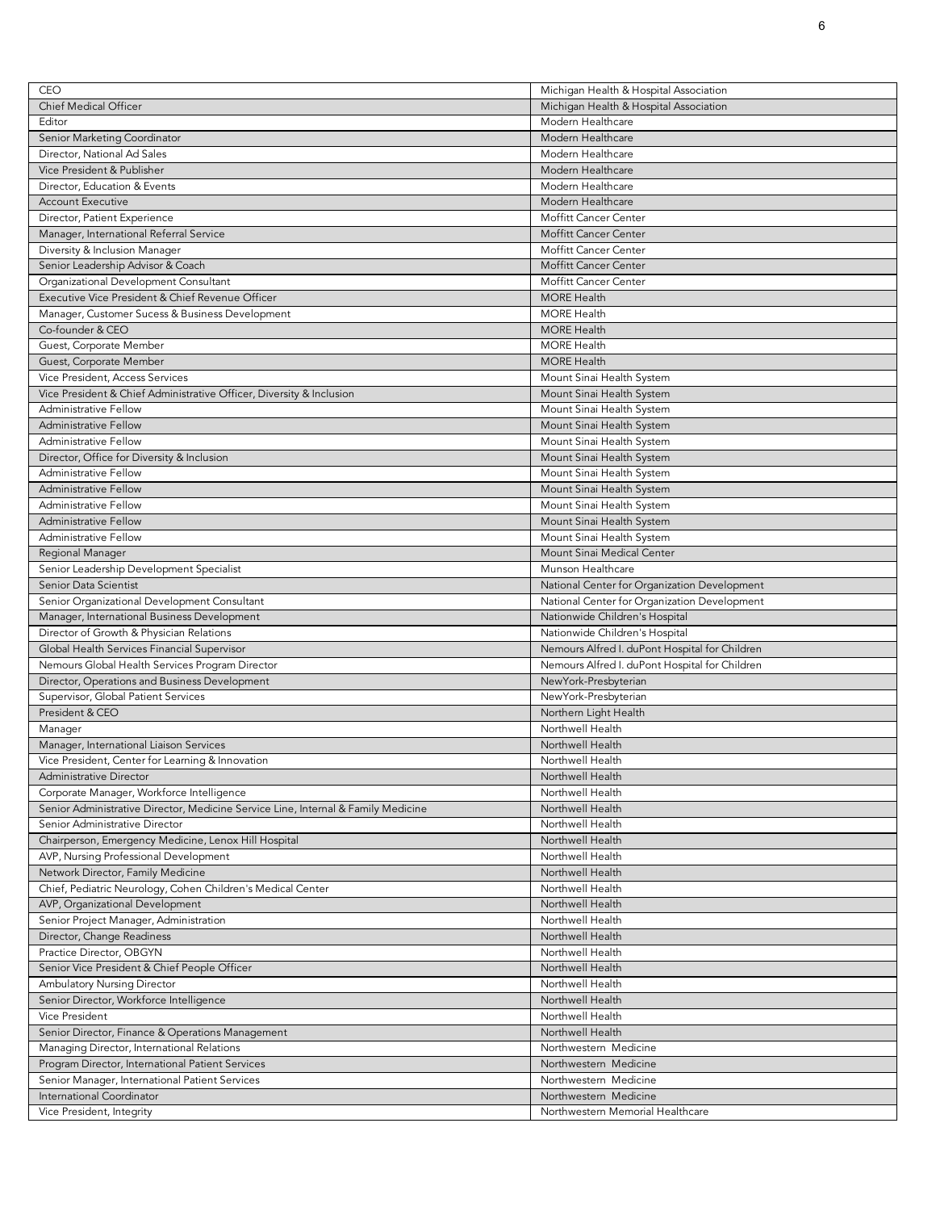| CEO | Michigan Health & Hospital Association |
|---|---|
| Chief Medical Officer | Michigan Health & Hospital Association |
| Editor | Modern Healthcare |
| Senior Marketing Coordinator | Modern Healthcare |
| Director, National Ad Sales | Modern Healthcare |
| Vice President & Publisher | Modern Healthcare |
| Director, Education & Events | Modern Healthcare |
| Account Executive | Modern Healthcare |
| Director, Patient Experience | Moffitt Cancer Center |
| Manager, International Referral Service | Moffitt Cancer Center |
| Diversity & Inclusion Manager | Moffitt Cancer Center |
| Senior Leadership Advisor & Coach | Moffitt Cancer Center |
| Organizational Development Consultant | Moffitt Cancer Center |
| Executive Vice President & Chief Revenue Officer | MORE Health |
| Manager, Customer Sucess & Business Development | MORE Health |
| Co-founder & CEO | MORE Health |
| Guest, Corporate Member | MORE Health |
| Guest, Corporate Member | MORE Health |
| Vice President, Access Services | Mount Sinai Health System |
| Vice President & Chief Administrative Officer, Diversity & Inclusion | Mount Sinai Health System |
| Administrative Fellow | Mount Sinai Health System |
| Administrative Fellow | Mount Sinai Health System |
| Administrative Fellow | Mount Sinai Health System |
| Director, Office for Diversity & Inclusion | Mount Sinai Health System |
| Administrative Fellow | Mount Sinai Health System |
| Administrative Fellow | Mount Sinai Health System |
| Administrative Fellow | Mount Sinai Health System |
| Administrative Fellow | Mount Sinai Health System |
| Administrative Fellow | Mount Sinai Health System |
| Regional Manager | Mount Sinai Medical Center |
| Senior Leadership Development Specialist | Munson Healthcare |
| Senior Data Scientist | National Center for Organization Development |
| Senior Organizational Development Consultant | National Center for Organization Development |
| Manager, International Business Development | Nationwide Children's Hospital |
| Director of Growth & Physician Relations | Nationwide Children's Hospital |
| Global Health Services Financial Supervisor | Nemours Alfred I. duPont Hospital for Children |
| Nemours Global Health Services Program Director | Nemours Alfred I. duPont Hospital for Children |
| Director, Operations and Business Development | NewYork-Presbyterian |
| Supervisor, Global Patient Services | NewYork-Presbyterian |
| President & CEO | Northern Light Health |
| Manager | Northwell Health |
| Manager, International Liaison Services | Northwell Health |
| Vice President, Center for Learning & Innovation | Northwell Health |
| Administrative Director | Northwell Health |
| Corporate Manager, Workforce Intelligence | Northwell Health |
| Senior Administrative Director, Medicine Service Line, Internal & Family Medicine | Northwell Health |
| Senior Administrative Director | Northwell Health |
| Chairperson, Emergency Medicine, Lenox Hill Hospital | Northwell Health |
| AVP, Nursing Professional Development | Northwell Health |
| Network Director, Family Medicine | Northwell Health |
| Chief, Pediatric Neurology, Cohen Children's Medical Center | Northwell Health |
| AVP, Organizational Development | Northwell Health |
| Senior Project Manager, Administration | Northwell Health |
| Director, Change Readiness | Northwell Health |
| Practice Director, OBGYN | Northwell Health |
| Senior Vice President & Chief People Officer | Northwell Health |
| Ambulatory Nursing Director | Northwell Health |
| Senior Director, Workforce Intelligence | Northwell Health |
| Vice President | Northwell Health |
| Senior Director, Finance & Operations Management | Northwell Health |
| Managing Director, International Relations | Northwestern Medicine |
| Program Director, International Patient Services | Northwestern Medicine |
| Senior Manager, International Patient Services | Northwestern Medicine |
| International Coordinator | Northwestern Medicine |
| Vice President, Integrity | Northwestern Memorial Healthcare |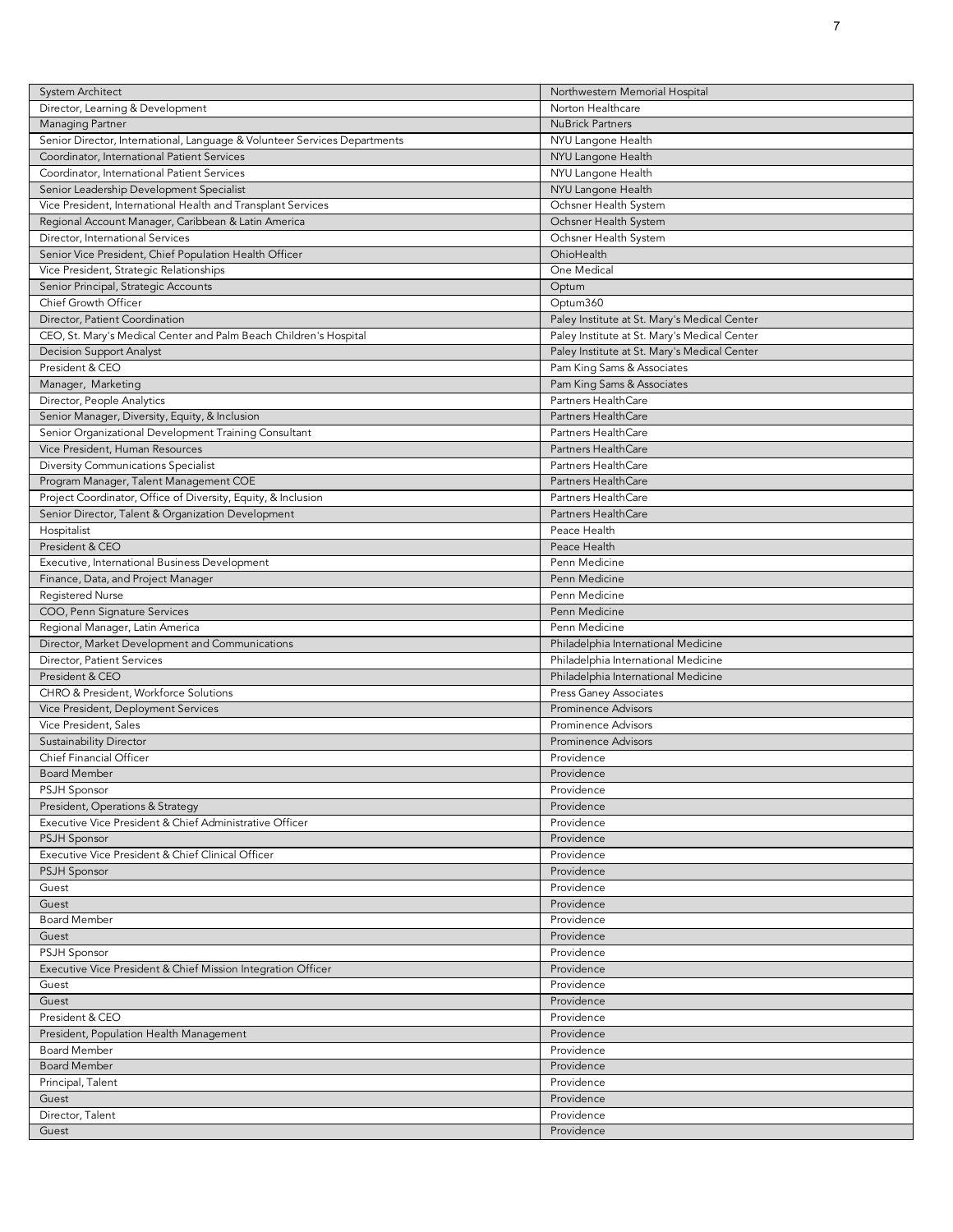| System Architect | Northwestern Memorial Hospital |
| --- | --- |
| Director, Learning & Development | Norton Healthcare |
| Managing Partner | NuBrick Partners |
| Senior Director, International, Language & Volunteer Services Departments | NYU Langone Health |
| Coordinator, International Patient Services | NYU Langone Health |
| Coordinator, International Patient Services | NYU Langone Health |
| Senior Leadership Development Specialist | NYU Langone Health |
| Vice President, International Health and Transplant Services | Ochsner Health System |
| Regional Account Manager, Caribbean & Latin America | Ochsner Health System |
| Director, International Services | Ochsner Health System |
| Senior Vice President, Chief Population Health Officer | OhioHealth |
| Vice President, Strategic Relationships | One Medical |
| Senior Principal, Strategic Accounts | Optum |
| Chief Growth Officer | Optum360 |
| Director, Patient Coordination | Paley Institute at St. Mary's Medical Center |
| CEO, St. Mary's Medical Center and Palm Beach Children's Hospital | Paley Institute at St. Mary's Medical Center |
| Decision Support Analyst | Paley Institute at St. Mary's Medical Center |
| President & CEO | Pam King Sams & Associates |
| Manager, Marketing | Pam King Sams & Associates |
| Director, People Analytics | Partners HealthCare |
| Senior Manager, Diversity, Equity, & Inclusion | Partners HealthCare |
| Senior Organizational Development Training Consultant | Partners HealthCare |
| Vice President, Human Resources | Partners HealthCare |
| Diversity Communications Specialist | Partners HealthCare |
| Program Manager, Talent Management COE | Partners HealthCare |
| Project Coordinator, Office of Diversity, Equity, & Inclusion | Partners HealthCare |
| Senior Director, Talent & Organization Development | Partners HealthCare |
| Hospitalist | Peace Health |
| President & CEO | Peace Health |
| Executive, International Business Development | Penn Medicine |
| Finance, Data, and Project Manager | Penn Medicine |
| Registered Nurse | Penn Medicine |
| COO, Penn Signature Services | Penn Medicine |
| Regional Manager, Latin America | Penn Medicine |
| Director, Market Development and Communications | Philadelphia International Medicine |
| Director, Patient Services | Philadelphia International Medicine |
| President & CEO | Philadelphia International Medicine |
| CHRO & President, Workforce Solutions | Press Ganey Associates |
| Vice President, Deployment Services | Prominence Advisors |
| Vice President, Sales | Prominence Advisors |
| Sustainability Director | Prominence Advisors |
| Chief Financial Officer | Providence |
| Board Member | Providence |
| PSJH Sponsor | Providence |
| President, Operations & Strategy | Providence |
| Executive Vice President & Chief Administrative Officer | Providence |
| PSJH Sponsor | Providence |
| Executive Vice President & Chief Clinical Officer | Providence |
| PSJH Sponsor | Providence |
| Guest | Providence |
| Guest | Providence |
| Board Member | Providence |
| Guest | Providence |
| PSJH Sponsor | Providence |
| Executive Vice President & Chief Mission Integration Officer | Providence |
| Guest | Providence |
| Guest | Providence |
| President & CEO | Providence |
| President, Population Health Management | Providence |
| Board Member | Providence |
| Board Member | Providence |
| Principal, Talent | Providence |
| Guest | Providence |
| Director, Talent | Providence |
| Guest | Providence |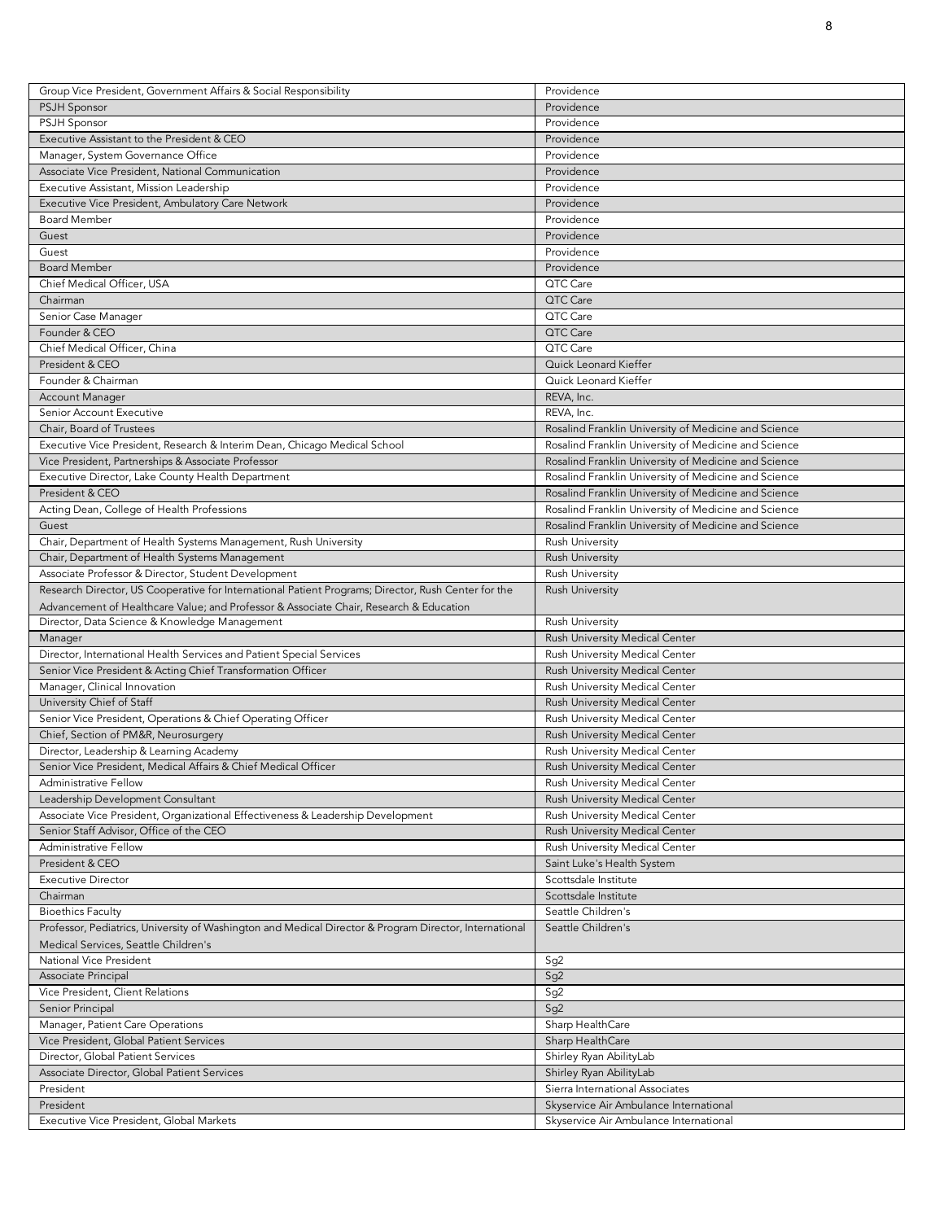| | |
|---|---|
| Group Vice President, Government Affairs & Social Responsibility | Providence |
| PSJH Sponsor | Providence |
| PSJH Sponsor | Providence |
| Executive Assistant to the President & CEO | Providence |
| Manager, System Governance Office | Providence |
| Associate Vice President, National Communication | Providence |
| Executive Assistant, Mission Leadership | Providence |
| Executive Vice President, Ambulatory Care Network | Providence |
| Board Member | Providence |
| Guest | Providence |
| Guest | Providence |
| Board Member | Providence |
| Chief Medical Officer, USA | QTC Care |
| Chairman | QTC Care |
| Senior Case Manager | QTC Care |
| Founder & CEO | QTC Care |
| Chief Medical Officer, China | QTC Care |
| President & CEO | Quick Leonard Kieffer |
| Founder & Chairman | Quick Leonard Kieffer |
| Account Manager | REVA, Inc. |
| Senior Account Executive | REVA, Inc. |
| Chair, Board of Trustees | Rosalind Franklin University of Medicine and Science |
| Executive Vice President, Research & Interim Dean, Chicago Medical School | Rosalind Franklin University of Medicine and Science |
| Vice President, Partnerships & Associate Professor | Rosalind Franklin University of Medicine and Science |
| Executive Director, Lake County Health Department | Rosalind Franklin University of Medicine and Science |
| President & CEO | Rosalind Franklin University of Medicine and Science |
| Acting Dean, College of Health Professions | Rosalind Franklin University of Medicine and Science |
| Guest | Rosalind Franklin University of Medicine and Science |
| Chair, Department of Health Systems Management, Rush University | Rush University |
| Chair, Department of Health Systems Management | Rush University |
| Associate Professor & Director, Student Development | Rush University |
| Research Director, US Cooperative for International Patient Programs; Director, Rush Center for the Advancement of Healthcare Value; and Professor & Associate Chair, Research & Education | Rush University |
| Director, Data Science & Knowledge Management | Rush University |
| Manager | Rush University Medical Center |
| Director, International Health Services and Patient Special Services | Rush University Medical Center |
| Senior Vice President & Acting Chief Transformation Officer | Rush University Medical Center |
| Manager, Clinical Innovation | Rush University Medical Center |
| University Chief of Staff | Rush University Medical Center |
| Senior Vice President, Operations & Chief Operating Officer | Rush University Medical Center |
| Chief, Section of PM&R, Neurosurgery | Rush University Medical Center |
| Director, Leadership & Learning Academy | Rush University Medical Center |
| Senior Vice President, Medical Affairs & Chief Medical Officer | Rush University Medical Center |
| Administrative Fellow | Rush University Medical Center |
| Leadership Development Consultant | Rush University Medical Center |
| Associate Vice President, Organizational Effectiveness & Leadership Development | Rush University Medical Center |
| Senior Staff Advisor, Office of the CEO | Rush University Medical Center |
| Administrative Fellow | Rush University Medical Center |
| President & CEO | Saint Luke's Health System |
| Executive Director | Scottsdale Institute |
| Chairman | Scottsdale Institute |
| Bioethics Faculty | Seattle Children's |
| Professor, Pediatrics, University of Washington and Medical Director & Program Director, International Medical Services, Seattle Children's | Seattle Children's |
| National Vice President | Sg2 |
| Associate Principal | Sg2 |
| Vice President, Client Relations | Sg2 |
| Senior Principal | Sg2 |
| Manager, Patient Care Operations | Sharp HealthCare |
| Vice President, Global Patient Services | Sharp HealthCare |
| Director, Global Patient Services | Shirley Ryan AbilityLab |
| Associate Director, Global Patient Services | Shirley Ryan AbilityLab |
| President | Sierra International Associates |
| President | Skyservice Air Ambulance International |
| Executive Vice President, Global Markets | Skyservice Air Ambulance International |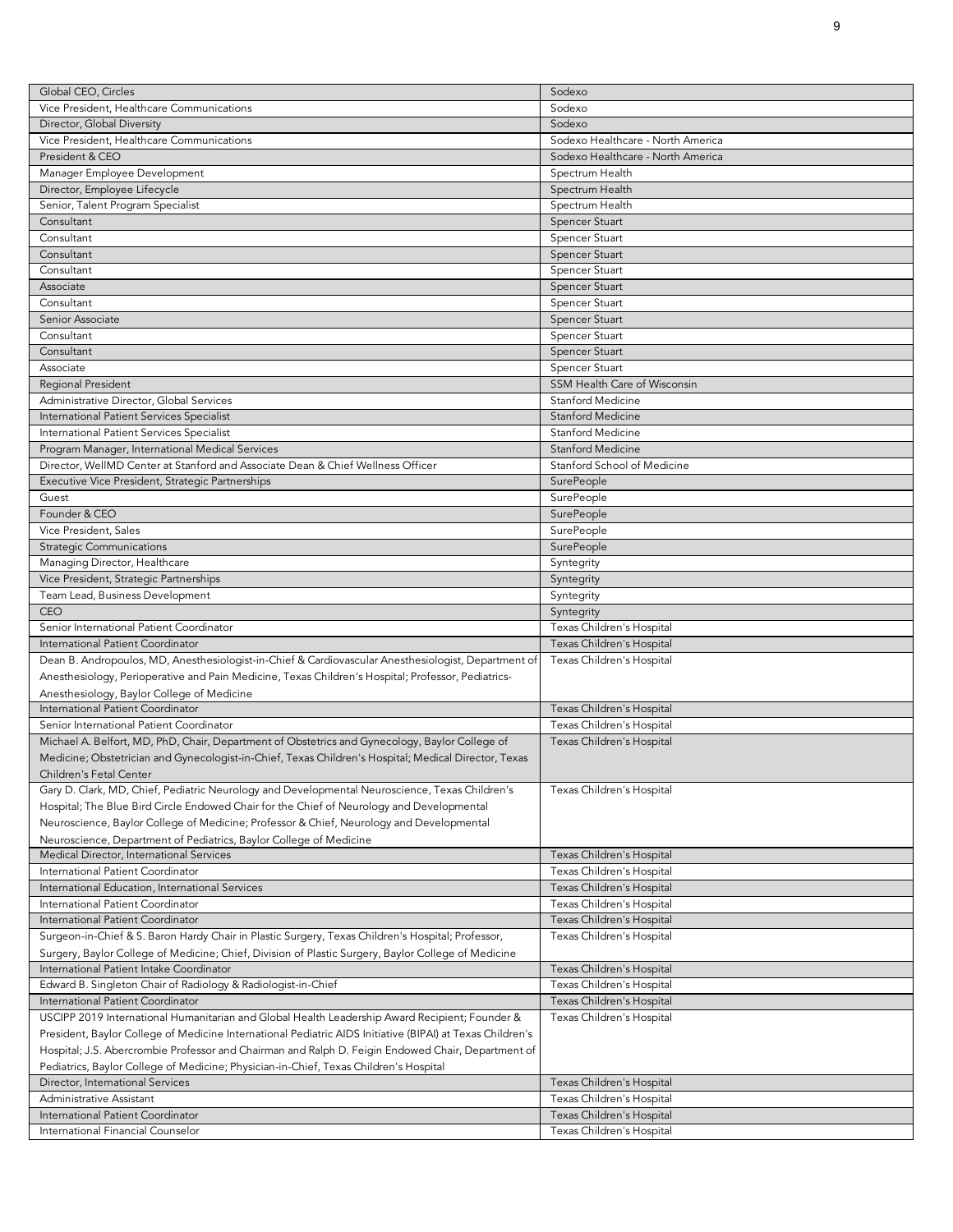| Global CEO, Circles | Sodexo |
|---|---|
| Vice President, Healthcare Communications | Sodexo |
| Director, Global Diversity | Sodexo |
| Vice President, Healthcare Communications | Sodexo Healthcare - North America |
| President & CEO | Sodexo Healthcare - North America |
| Manager Employee Development | Spectrum Health |
| Director, Employee Lifecycle | Spectrum Health |
| Senior, Talent Program Specialist | Spectrum Health |
| Consultant | Spencer Stuart |
| Consultant | Spencer Stuart |
| Consultant | Spencer Stuart |
| Consultant | Spencer Stuart |
| Associate | Spencer Stuart |
| Consultant | Spencer Stuart |
| Senior Associate | Spencer Stuart |
| Consultant | Spencer Stuart |
| Consultant | Spencer Stuart |
| Associate | Spencer Stuart |
| Regional President | SSM Health Care of Wisconsin |
| Administrative Director, Global Services | Stanford Medicine |
| International Patient Services Specialist | Stanford Medicine |
| International Patient Services Specialist | Stanford Medicine |
| Program Manager, International Medical Services | Stanford Medicine |
| Director, WellMD Center at Stanford and Associate Dean & Chief Wellness Officer | Stanford School of Medicine |
| Executive Vice President, Strategic Partnerships | SurePeople |
| Guest | SurePeople |
| Founder & CEO | SurePeople |
| Vice President, Sales | SurePeople |
| Strategic Communications | SurePeople |
| Managing Director, Healthcare | Syntegrity |
| Vice President, Strategic Partnerships | Syntegrity |
| Team Lead, Business Development | Syntegrity |
| CEO | Syntegrity |
| Senior International Patient Coordinator | Texas Children's Hospital |
| International Patient Coordinator | Texas Children's Hospital |
| Dean B. Andropoulos, MD, Anesthesiologist-in-Chief & Cardiovascular Anesthesiologist, Department of Anesthesiology, Perioperative and Pain Medicine, Texas Children's Hospital; Professor, Pediatrics-Anesthesiology, Baylor College of Medicine | Texas Children's Hospital |
| International Patient Coordinator | Texas Children's Hospital |
| Senior International Patient Coordinator | Texas Children's Hospital |
| Michael A. Belfort, MD, PhD, Chair, Department of Obstetrics and Gynecology, Baylor College of Medicine; Obstetrician and Gynecologist-in-Chief, Texas Children's Hospital; Medical Director, Texas Children's Fetal Center | Texas Children's Hospital |
| Gary D. Clark, MD, Chief, Pediatric Neurology and Developmental Neuroscience, Texas Children's Hospital; The Blue Bird Circle Endowed Chair for the Chief of Neurology and Developmental Neuroscience, Baylor College of Medicine; Professor & Chief, Neurology and Developmental Neuroscience, Department of Pediatrics, Baylor College of Medicine | Texas Children's Hospital |
| Medical Director, International Services | Texas Children's Hospital |
| International Patient Coordinator | Texas Children's Hospital |
| International Education, International Services | Texas Children's Hospital |
| International Patient Coordinator | Texas Children's Hospital |
| International Patient Coordinator | Texas Children's Hospital |
| Surgeon-in-Chief & S. Baron Hardy Chair in Plastic Surgery, Texas Children's Hospital; Professor, Surgery, Baylor College of Medicine; Chief, Division of Plastic Surgery, Baylor College of Medicine | Texas Children's Hospital |
| International Patient Intake Coordinator | Texas Children's Hospital |
| Edward B. Singleton Chair of Radiology & Radiologist-in-Chief | Texas Children's Hospital |
| International Patient Coordinator | Texas Children's Hospital |
| USCIPP 2019 International Humanitarian and Global Health Leadership Award Recipient; Founder & President, Baylor College of Medicine International Pediatric AIDS Initiative (BIPAI) at Texas Children's Hospital; J.S. Abercrombie Professor and Chairman and Ralph D. Feigin Endowed Chair, Department of Pediatrics, Baylor College of Medicine; Physician-in-Chief, Texas Children's Hospital | Texas Children's Hospital |
| Director, International Services | Texas Children's Hospital |
| Administrative Assistant | Texas Children's Hospital |
| International Patient Coordinator | Texas Children's Hospital |
| International Financial Counselor | Texas Children's Hospital |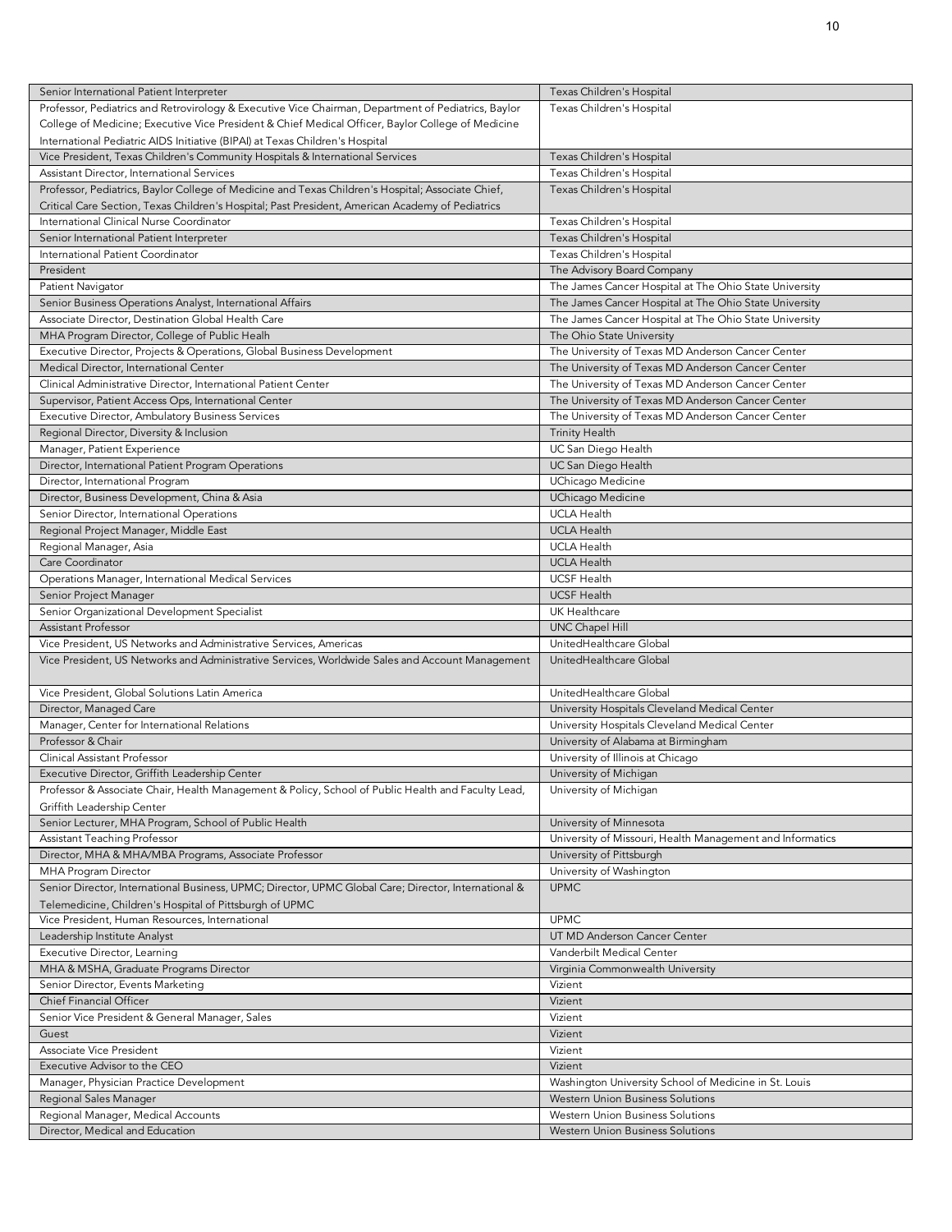| Senior International Patient Interpreter | Texas Children's Hospital |
|---|---|
| Professor, Pediatrics and Retrovirology & Executive Vice Chairman, Department of Pediatrics, Baylor College of Medicine; Executive Vice President & Chief Medical Officer, Baylor College of Medicine International Pediatric AIDS Initiative (BIPAI) at Texas Children's Hospital | Texas Children's Hospital |
| Vice President, Texas Children's Community Hospitals & International Services | Texas Children's Hospital |
| Assistant Director, International Services | Texas Children's Hospital |
| Professor, Pediatrics, Baylor College of Medicine and Texas Children's Hospital; Associate Chief, Critical Care Section, Texas Children's Hospital; Past President, American Academy of Pediatrics | Texas Children's Hospital |
| International Clinical Nurse Coordinator | Texas Children's Hospital |
| Senior International Patient Interpreter | Texas Children's Hospital |
| International Patient Coordinator | Texas Children's Hospital |
| President | The Advisory Board Company |
| Patient Navigator | The James Cancer Hospital at The Ohio State University |
| Senior Business Operations Analyst, International Affairs | The James Cancer Hospital at The Ohio State University |
| Associate Director, Destination Global Health Care | The James Cancer Hospital at The Ohio State University |
| MHA Program Director, College of Public Healh | The Ohio State University |
| Executive Director, Projects & Operations, Global Business Development | The University of Texas MD Anderson Cancer Center |
| Medical Director, International Center | The University of Texas MD Anderson Cancer Center |
| Clinical Administrative Director, International Patient Center | The University of Texas MD Anderson Cancer Center |
| Supervisor, Patient Access Ops, International Center | The University of Texas MD Anderson Cancer Center |
| Executive Director, Ambulatory Business Services | The University of Texas MD Anderson Cancer Center |
| Regional Director, Diversity & Inclusion | Trinity Health |
| Manager, Patient Experience | UC San Diego Health |
| Director, International Patient Program Operations | UC San Diego Health |
| Director, International Program | UChicago Medicine |
| Director, Business Development, China & Asia | UChicago Medicine |
| Senior Director, International Operations | UCLA Health |
| Regional Project Manager, Middle East | UCLA Health |
| Regional Manager, Asia | UCLA Health |
| Care Coordinator | UCLA Health |
| Operations Manager, International Medical Services | UCSF Health |
| Senior Project Manager | UCSF Health |
| Senior Organizational Development Specialist | UK Healthcare |
| Assistant Professor | UNC Chapel Hill |
| Vice President, US Networks and Administrative Services, Americas | UnitedHealthcare Global |
| Vice President, US Networks and Administrative Services, Worldwide Sales and Account Management | UnitedHealthcare Global |
| Vice President, Global Solutions Latin America | UnitedHealthcare Global |
| Director, Managed Care | University Hospitals Cleveland Medical Center |
| Manager, Center for International Relations | University Hospitals Cleveland Medical Center |
| Professor & Chair | University of Alabama at Birmingham |
| Clinical Assistant Professor | University of Illinois at Chicago |
| Executive Director, Griffith Leadership Center | University of Michigan |
| Professor & Associate Chair, Health Management & Policy, School of Public Health and Faculty Lead, Griffith Leadership Center | University of Michigan |
| Senior Lecturer, MHA Program, School of Public Health | University of Minnesota |
| Assistant Teaching Professor | University of Missouri, Health Management and Informatics |
| Director, MHA & MHA/MBA Programs, Associate Professor | University of Pittsburgh |
| MHA Program Director | University of Washington |
| Senior Director, International Business, UPMC; Director, UPMC Global Care; Director, International & Telemedicine, Children's Hospital of Pittsburgh of UPMC | UPMC |
| Vice President, Human Resources, International | UPMC |
| Leadership Institute Analyst | UT MD Anderson Cancer Center |
| Executive Director, Learning | Vanderbilt Medical Center |
| MHA & MSHA, Graduate Programs Director | Virginia Commonwealth University |
| Senior Director, Events Marketing | Vizient |
| Chief Financial Officer | Vizient |
| Senior Vice President & General Manager, Sales | Vizient |
| Guest | Vizient |
| Associate Vice President | Vizient |
| Executive Advisor to the CEO | Vizient |
| Manager, Physician Practice Development | Washington University School of Medicine in St. Louis |
| Regional Sales Manager | Western Union Business Solutions |
| Regional Manager, Medical Accounts | Western Union Business Solutions |
| Director, Medical and Education | Western Union Business Solutions |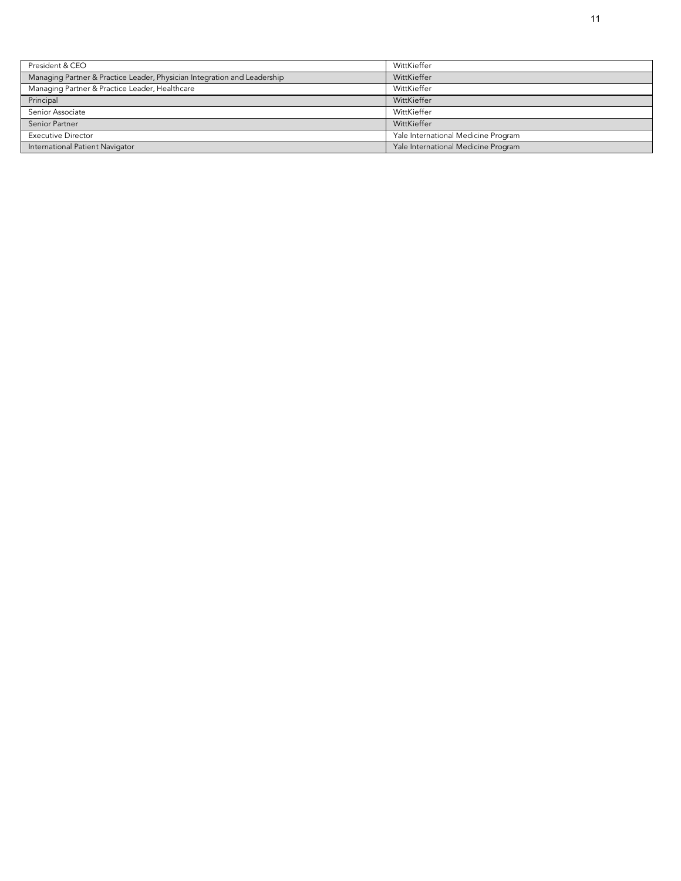| | |
|---|---|
| President & CEO | WittKieffer |
| Managing Partner & Practice Leader, Physician Integration and Leadership | WittKieffer |
| Managing Partner & Practice Leader, Healthcare | WittKieffer |
| Principal | WittKieffer |
| Senior Associate | WittKieffer |
| Senior Partner | WittKieffer |
| Executive Director | Yale International Medicine Program |
| International Patient Navigator | Yale International Medicine Program |